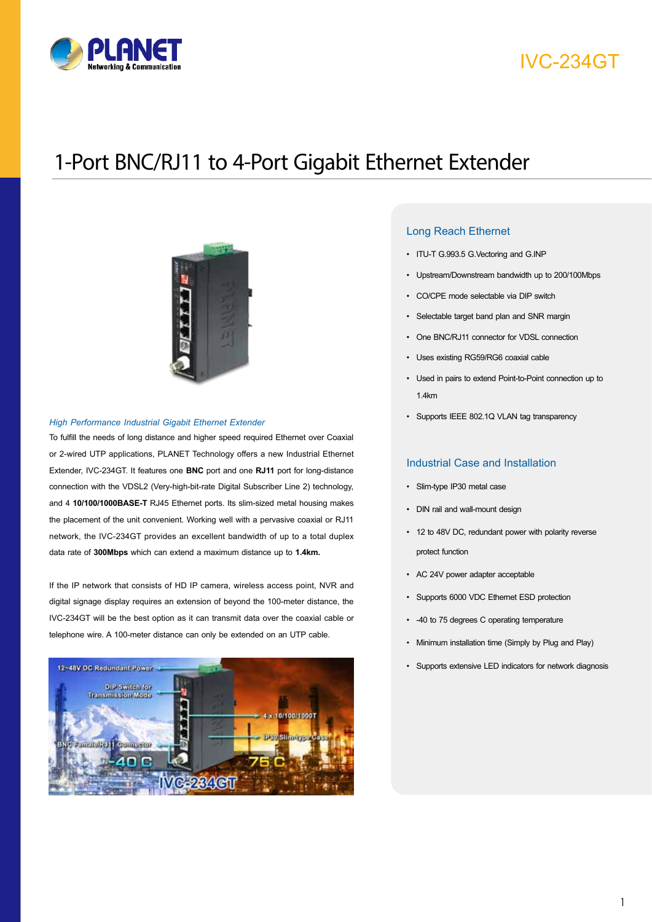# IVC-234GT

## 1-Port BNC/RJ11 to 4-Port Gigabit Ethernet Extender

*High Performance Industrial Gigabit Ethernet Extender*

To fulfill the needs of long distance and higher speed required Ethernet over Coaxial or 2-wired UTP applications, PLANET Technology offers a new Industrial Ethernet Extender, IVC-234GT. It features one **BNC** port and one **RJ11** port for long-distance connection with the VDSL2 (Very-high-bit-rate Digital Subscriber Line 2) technology, and 4 **10/100/1000BASE-T** RJ45 Ethernet ports. Its slim-sized metal housing makes the placement of the unit convenient. Working well with a pervasive coaxial or RJ11 network, the IVC-234GT provides an excellent bandwidth of up to a total duplex data rate of **300Mbps** which can extend a maximum distance up to **1.4km.**

If the IP network that consists of HD IP camera, wireless access point, NVR and digital signage display requires an extension of beyond the 100-meter distance, the IVC-234GT will be the best option as it can transmit data over the coaxial cable or telephone wire. A 100-meter distance can only be extended on an UTP cable.

### Long Reach Ethernet

- ITU-T G.993.5 G.Vectoring and G.INP
- Upstream/Downstream bandwidth up to 200/100Mbps
- CO/CPE mode selectable via DIP switch
- Selectable target band plan and SNR margin
- One BNC/RJ11 connector for VDSL connection
- Uses existing RG59/RG6 coaxial cable
- Used in pairs to extend Point-to-Point connection up to 1.4km
- Supports IEEE 802.1Q VLAN tag transparency

### Industrial Case and Installation

- Slim-type IP30 metal case
- DIN rail and wall-mount design
- 12 to 48V DC, redundant power with polarity reverse protect function
- AC 24V power adapter acceptable
- Supports 6000 VDC Ethernet ESD protection
- -40 to 75 degrees C operating temperature
- Minimum installation time (Simply by Plug and Play)
- Supports extensive LED indicators for network diagnosis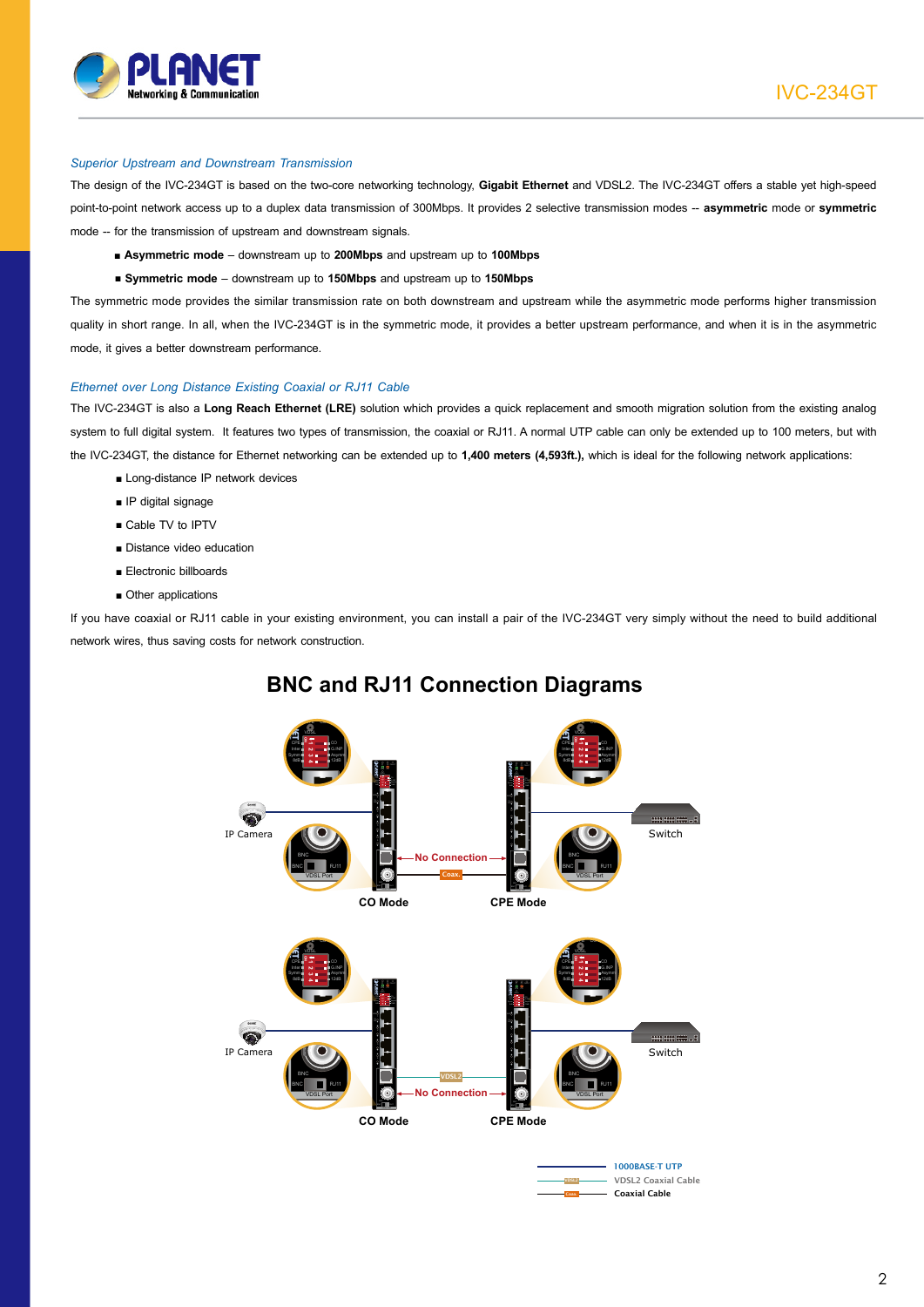### *Superior Upstream and Downstream Transmission*

The design of the IVC-234GT is based on the two-core networking technology, **Gigabit Ethernet** and VDSL2. The IVC-234GT offers a stable yet high-speed point-to-point network access up to a duplex data transmission of 300Mbps. It provides 2 selective transmission modes -- **asymmetric** mode or **symmetric** mode -- for the transmission of upstream and downstream signals.

- **Asymmetric mode** – downstream up to **200Mbps** and upstream up to **100Mbps**
- **Symmetric mode** – downstream up to **150Mbps** and upstream up to **150Mbps**

The symmetric mode provides the similar transmission rate on both downstream and upstream while the asymmetric mode performs higher transmission quality in short range. In all, when the IVC-234GT is in the symmetric mode, it provides a better upstream performance, and when it is in the asymmetric mode, it gives a better downstream performance.

### *Ethernet over Long Distance Existing Coaxial or RJ11 Cable*

The IVC-234GT is also a **Long Reach Ethernet (LRE)** solution which provides a quick replacement and smooth migration solution from the existing analog system to full digital system. It features two types of transmission, the coaxial or RJ11. A normal UTP cable can only be extended up to 100 meters, but with the IVC-234GT, the distance for Ethernet networking can be extended up to **1,400 meters (4,593ft.),** which is ideal for the following network applications:

- Long-distance IP network devices
- IP digital signage
- Cable TV to IPTV
- Distance video education
- Electronic billboards
- Other applications

If you have coaxial or RJ11 cable in your existing environment, you can install a pair of the IVC-234GT very simply without the need to build additional network wires, thus saving costs for network construction.

## BNC and RJ11 Connection Diagrams

IP Camera — CO Mode — No Connection — Coax. — CPE Mode — Switch

IP Camera — CO Mode — VDSL2 — No Connection — CPE Mode — Switch

1000BASE-T UTP
VDSL2 Coaxial Cable
Coaxial Cable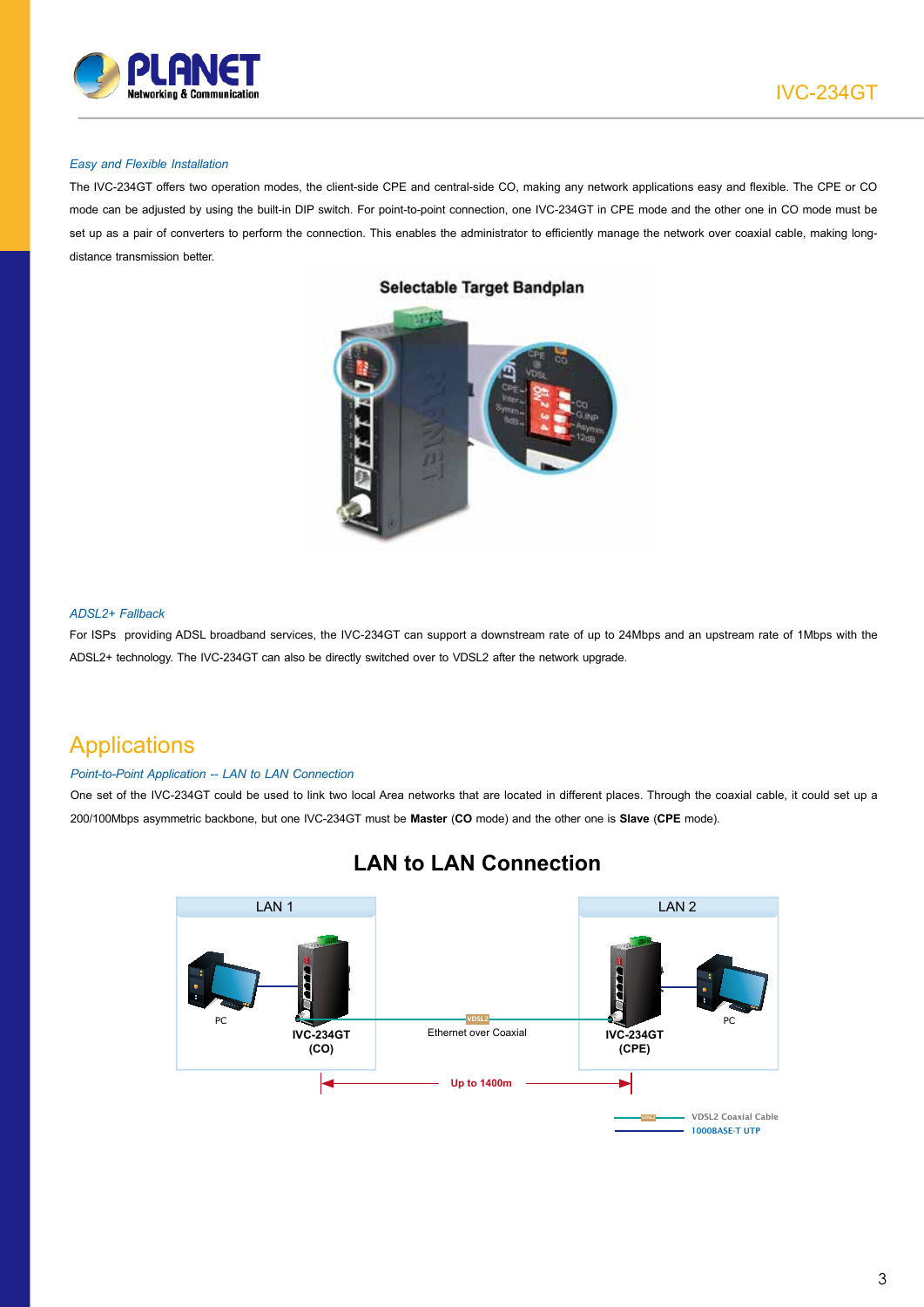*Easy and Flexible Installation*

The IVC-234GT offers two operation modes, the client-side CPE and central-side CO, making any network applications easy and flexible. The CPE or CO mode can be adjusted by using the built-in DIP switch. For point-to-point connection, one IVC-234GT in CPE mode and the other one in CO mode must be set up as a pair of converters to perform the connection. This enables the administrator to efficiently manage the network over coaxial cable, making long-distance transmission better.

*ADSL2+ Fallback*

For ISPs providing ADSL broadband services, the IVC-234GT can support a downstream rate of up to 24Mbps and an upstream rate of 1Mbps with the ADSL2+ technology. The IVC-234GT can also be directly switched over to VDSL2 after the network upgrade.

## Applications

*Point-to-Point Application -- LAN to LAN Connection*

One set of the IVC-234GT could be used to link two local Area networks that are located in different places. Through the coaxial cable, it could set up a 200/100Mbps asymmetric backbone, but one IVC-234GT must be **Master** (**CO** mode) and the other one is **Slave** (**CPE** mode).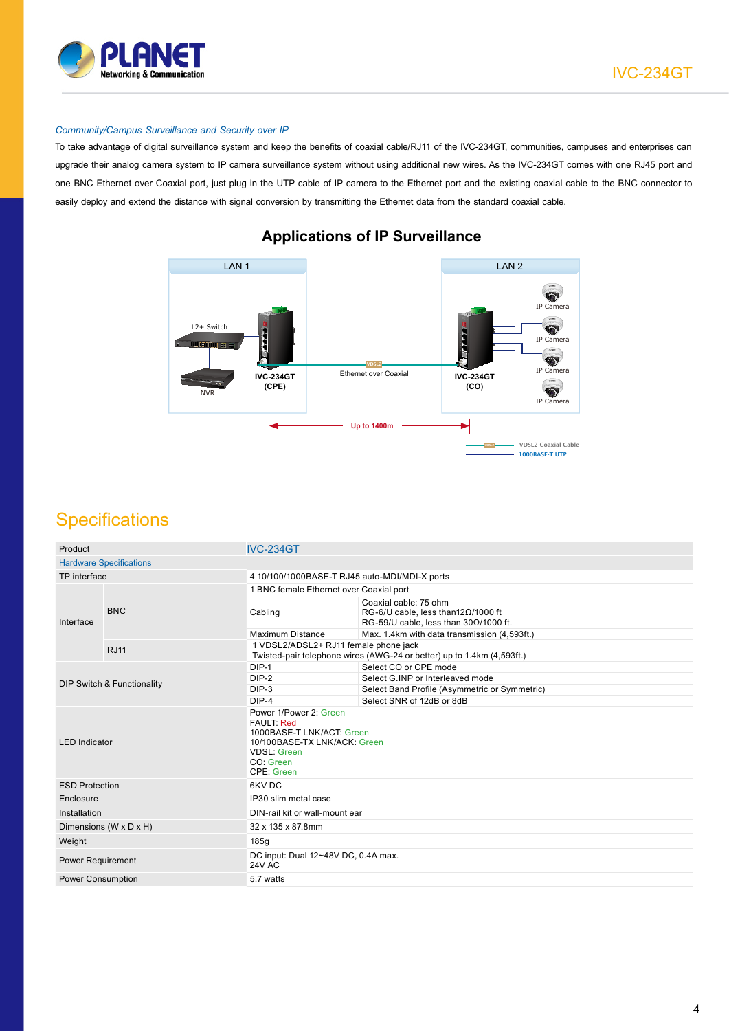*Community/Campus Surveillance and Security over IP*

To take advantage of digital surveillance system and keep the benefits of coaxial cable/RJ11 of the IVC-234GT, communities, campuses and enterprises can upgrade their analog camera system to IP camera surveillance system without using additional new wires. As the IVC-234GT comes with one RJ45 port and one BNC Ethernet over Coaxial port, just plug in the UTP cable of IP camera to the Ethernet port and the existing coaxial cable to the BNC connector to easily deploy and extend the distance with signal conversion by transmitting the Ethernet data from the standard coaxial cable.

## Applications of IP Surveillance

LAN 1 | LAN 2

L2+ Switch, NVR, IVC-234GT (CPE) — Ethernet over Coaxial — IVC-234GT (CO), IP Camera, IP Camera, IP Camera, IP Camera

Up to 1400m

VDSL2 Coaxial Cable
1000BASE-T UTP

# Specifications

| Product | | IVC-234GT | |
|---|---|---|---|
| Hardware Specifications | | | |
| TP interface | | 4 10/100/1000BASE-T RJ45 auto-MDI/MDI-X ports | |
| Interface | BNC | 1 BNC female Ethernet over Coaxial port | |
| | | Cabling | Coaxial cable: 75 ohm<br>RG-6/U cable, less than12Ω/1000 ft<br>RG-59/U cable, less than 30Ω/1000 ft. |
| | | Maximum Distance | Max. 1.4km with data transmission (4,593ft.) |
| | RJ11 | 1 VDSL2/ADSL2+ RJ11 female phone jack<br>Twisted-pair telephone wires (AWG-24 or better) up to 1.4km (4,593ft.) | |
| DIP Switch & Functionality | | DIP-1 | Select CO or CPE mode |
| | | DIP-2 | Select G.INP or Interleaved mode |
| | | DIP-3 | Select Band Profile (Asymmetric or Symmetric) |
| | | DIP-4 | Select SNR of 12dB or 8dB |
| LED Indicator | | Power 1/Power 2: Green<br>FAULT: Red<br>1000BASE-T LNK/ACT: Green<br>10/100BASE-TX LNK/ACK: Green<br>VDSL: Green<br>CO: Green<br>CPE: Green | |
| ESD Protection | | 6KV DC | |
| Enclosure | | IP30 slim metal case | |
| Installation | | DIN-rail kit or wall-mount ear | |
| Dimensions (W x D x H) | | 32 x 135 x 87.8mm | |
| Weight | | 185g | |
| Power Requirement | | DC input: Dual 12~48V DC, 0.4A max.<br>24V AC | |
| Power Consumption | | 5.7 watts | |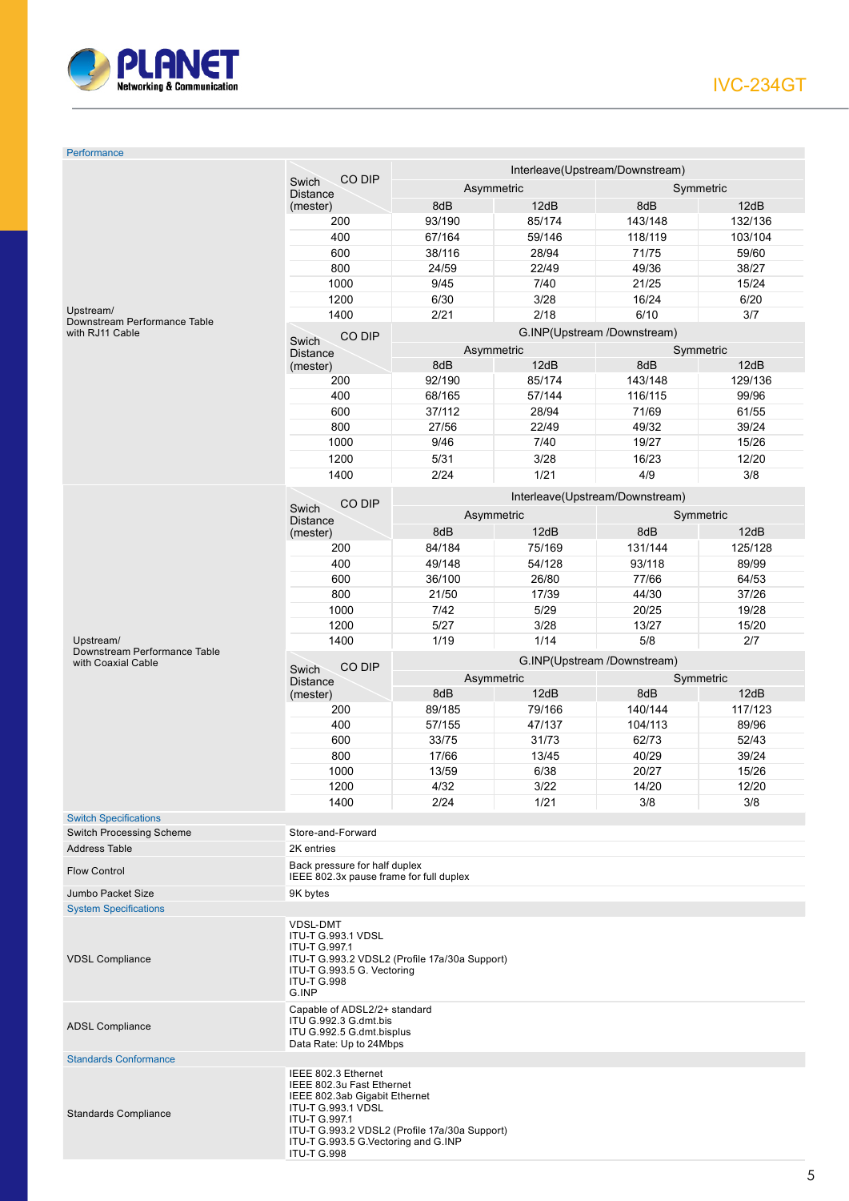## Performance

**Upstream/ Downstream Performance Table with RJ11 Cable**

| Swich Distance (mester) / CO DIP | Interleave(Upstream/Downstream) | | | |
|---|---|---|---|---|
| | Asymmetric | | Symmetric | |
| | 8dB | 12dB | 8dB | 12dB |
| 200 | 93/190 | 85/174 | 143/148 | 132/136 |
| 400 | 67/164 | 59/146 | 118/119 | 103/104 |
| 600 | 38/116 | 28/94 | 71/75 | 59/60 |
| 800 | 24/59 | 22/49 | 49/36 | 38/27 |
| 1000 | 9/45 | 7/40 | 21/25 | 15/24 |
| 1200 | 6/30 | 3/28 | 16/24 | 6/20 |
| 1400 | 2/21 | 2/18 | 6/10 | 3/7 |

| Swich Distance (mester) / CO DIP | G.INP(Upstream /Downstream) | | | |
|---|---|---|---|---|
| | Asymmetric | | Symmetric | |
| | 8dB | 12dB | 8dB | 12dB |
| 200 | 92/190 | 85/174 | 143/148 | 129/136 |
| 400 | 68/165 | 57/144 | 116/115 | 99/96 |
| 600 | 37/112 | 28/94 | 71/69 | 61/55 |
| 800 | 27/56 | 22/49 | 49/32 | 39/24 |
| 1000 | 9/46 | 7/40 | 19/27 | 15/26 |
| 1200 | 5/31 | 3/28 | 16/23 | 12/20 |
| 1400 | 2/24 | 1/21 | 4/9 | 3/8 |

**Upstream/ Downstream Performance Table with Coaxial Cable**

| Swich Distance (mester) / CO DIP | Interleave(Upstream/Downstream) | | | |
|---|---|---|---|---|
| | Asymmetric | | Symmetric | |
| | 8dB | 12dB | 8dB | 12dB |
| 200 | 84/184 | 75/169 | 131/144 | 125/128 |
| 400 | 49/148 | 54/128 | 93/118 | 89/99 |
| 600 | 36/100 | 26/80 | 77/66 | 64/53 |
| 800 | 21/50 | 17/39 | 44/30 | 37/26 |
| 1000 | 7/42 | 5/29 | 20/25 | 19/28 |
| 1200 | 5/27 | 3/28 | 13/27 | 15/20 |
| 1400 | 1/19 | 1/14 | 5/8 | 2/7 |

| Swich Distance (mester) / CO DIP | G.INP(Upstream /Downstream) | | | |
|---|---|---|---|---|
| | Asymmetric | | Symmetric | |
| | 8dB | 12dB | 8dB | 12dB |
| 200 | 89/185 | 79/166 | 140/144 | 117/123 |
| 400 | 57/155 | 47/137 | 104/113 | 89/96 |
| 600 | 33/75 | 31/73 | 62/73 | 52/43 |
| 800 | 17/66 | 13/45 | 40/29 | 39/24 |
| 1000 | 13/59 | 6/38 | 20/27 | 15/26 |
| 1200 | 4/32 | 3/22 | 14/20 | 12/20 |
| 1400 | 2/24 | 1/21 | 3/8 | 3/8 |

## Switch Specifications

| | |
|---|---|
| Switch Processing Scheme | Store-and-Forward |
| Address Table | 2K entries |
| Flow Control | Back pressure for half duplex<br>IEEE 802.3x pause frame for full duplex |
| Jumbo Packet Size | 9K bytes |

## System Specifications

| | |
|---|---|
| VDSL Compliance | VDSL-DMT<br>ITU-T G.993.1 VDSL<br>ITU-T G.997.1<br>ITU-T G.993.2 VDSL2 (Profile 17a/30a Support)<br>ITU-T G.993.5 G. Vectoring<br>ITU-T G.998<br>G.INP |
| ADSL Compliance | Capable of ADSL2/2+ standard<br>ITU G.992.3 G.dmt.bis<br>ITU G.992.5 G.dmt.bisplus<br>Data Rate: Up to 24Mbps |

## Standards Conformance

| | |
|---|---|
| Standards Compliance | IEEE 802.3 Ethernet<br>IEEE 802.3u Fast Ethernet<br>IEEE 802.3ab Gigabit Ethernet<br>ITU-T G.993.1 VDSL<br>ITU-T G.997.1<br>ITU-T G.993.2 VDSL2 (Profile 17a/30a Support)<br>ITU-T G.993.5 G.Vectoring and G.INP<br>ITU-T G.998 |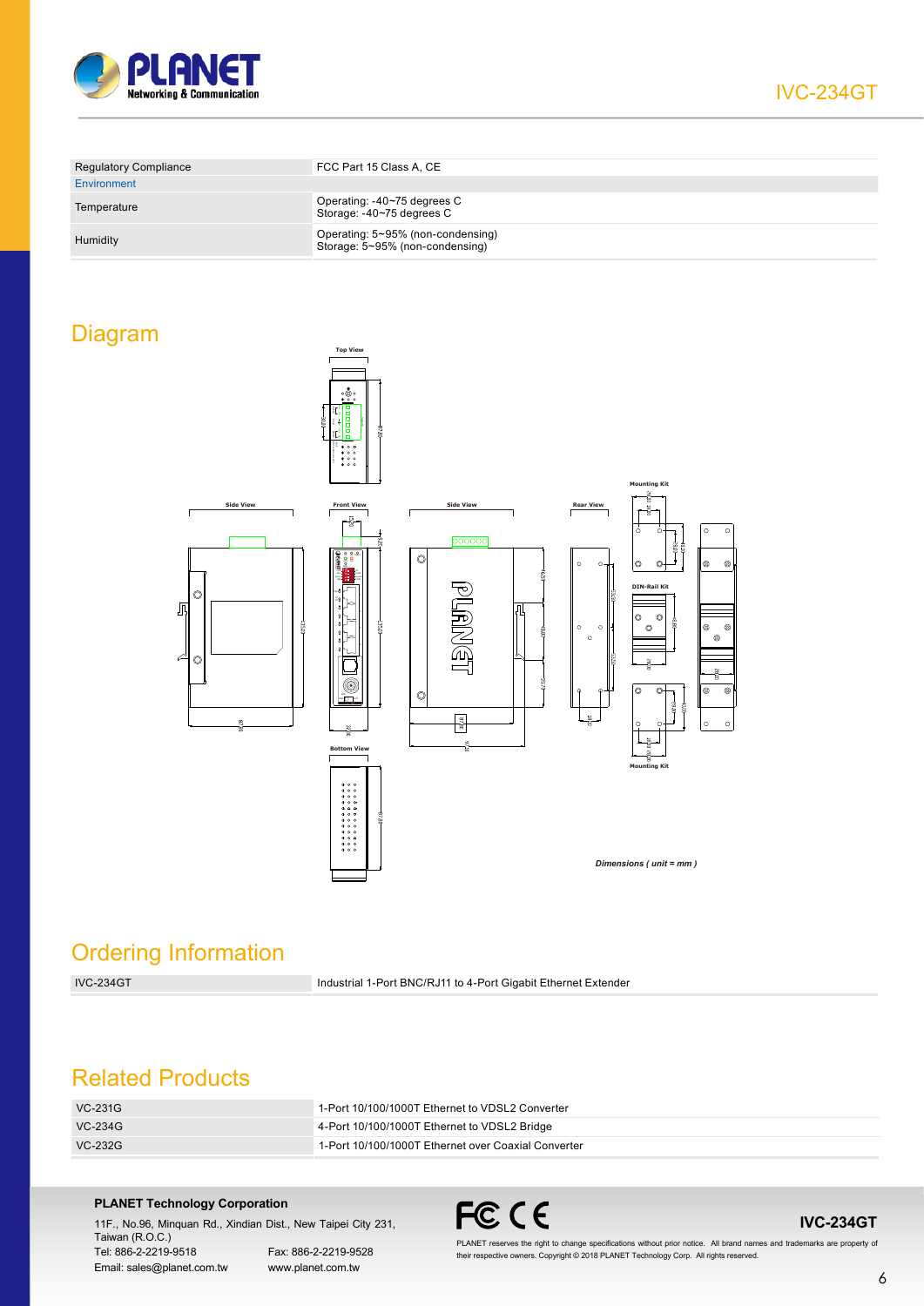| | |
|---|---|
| Regulatory Compliance | FCC Part 15 Class A, CE |
| Environment | |
| Temperature | Operating: -40~75 degrees C<br>Storage: -40~75 degrees C |
| Humidity | Operating: 5~95% (non-condensing)<br>Storage: 5~95% (non-condensing) |

## Diagram

Top View

Side View

Front View

Side View

Rear View

Mounting Kit

DIN-Rail Kit

Mounting Kit

Bottom View

*Dimensions ( unit = mm )*

## Ordering Information

| | |
|---|---|
| IVC-234GT | Industrial 1-Port BNC/RJ11 to 4-Port Gigabit Ethernet Extender |

## Related Products

| | |
|---|---|
| VC-231G | 1-Port 10/100/1000T Ethernet to VDSL2 Converter |
| VC-234G | 4-Port 10/100/1000T Ethernet to VDSL2 Bridge |
| VC-232G | 1-Port 10/100/1000T Ethernet over Coaxial Converter |

**PLANET Technology Corporation**

11F., No.96, Minquan Rd., Xindian Dist., New Taipei City 231, Taiwan (R.O.C.)

Tel: 886-2-2219-9518 Fax: 886-2-2219-9528

Email: sales@planet.com.tw www.planet.com.tw

**IVC-234GT**

PLANET reserves the right to change specifications without prior notice. All brand names and trademarks are property of their respective owners. Copyright © 2018 PLANET Technology Corp. All rights reserved.